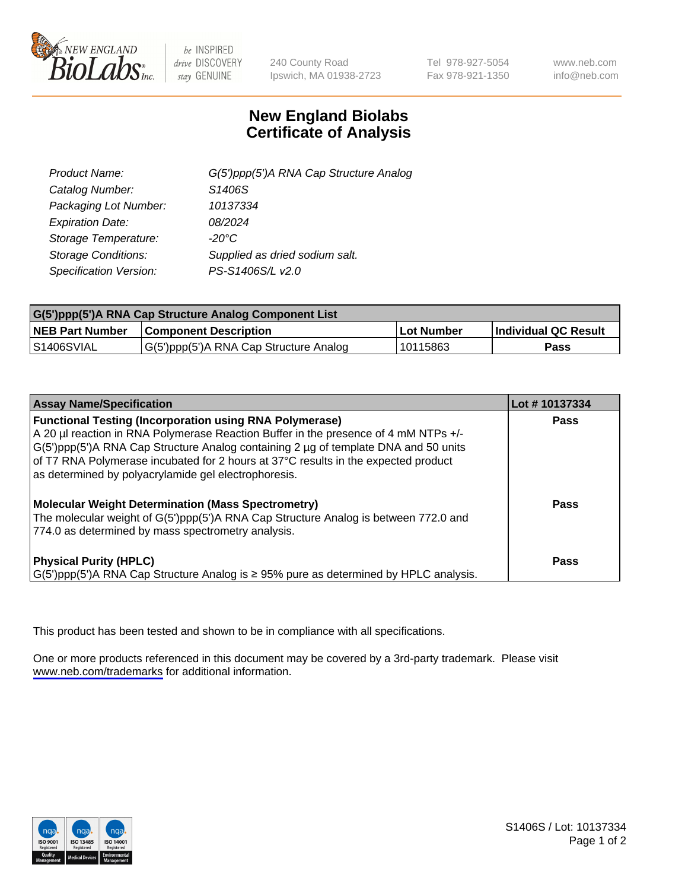New England BioLabs Inc. — be INSPIRED drive DISCOVERY stay GENUINE

240 County Road
Ipswich, MA 01938-2723

Tel 978-927-5054
Fax 978-921-1350

www.neb.com
info@neb.com

# New England Biolabs
# Certificate of Analysis

| | |
|---|---|
| *Product Name:* | *G(5')ppp(5')A RNA Cap Structure Analog* |
| *Catalog Number:* | *S1406S* |
| *Packaging Lot Number:* | *10137334* |
| *Expiration Date:* | *08/2024* |
| *Storage Temperature:* | *-20°C* |
| *Storage Conditions:* | *Supplied as dried sodium salt.* |
| *Specification Version:* | *PS-S1406S/L v2.0* |

| G(5')ppp(5')A RNA Cap Structure Analog Component List | | | |
|---|---|---|---|
| **NEB Part Number** | **Component Description** | **Lot Number** | **Individual QC Result** |
| S1406SVIAL | G(5')ppp(5')A RNA Cap Structure Analog | 10115863 | **Pass** |

| Assay Name/Specification | Lot # 10137334 |
|---|---|
| **Functional Testing (Incorporation using RNA Polymerase)**<br>A 20 µl reaction in RNA Polymerase Reaction Buffer in the presence of 4 mM NTPs +/- G(5')ppp(5')A RNA Cap Structure Analog containing 2 µg of template DNA and 50 units of T7 RNA Polymerase incubated for 2 hours at 37°C results in the expected product as determined by polyacrylamide gel electrophoresis. | **Pass** |
| **Molecular Weight Determination (Mass Spectrometry)**<br>The molecular weight of G(5')ppp(5')A RNA Cap Structure Analog is between 772.0 and 774.0 as determined by mass spectrometry analysis. | **Pass** |
| **Physical Purity (HPLC)**<br>G(5')ppp(5')A RNA Cap Structure Analog is ≥ 95% pure as determined by HPLC analysis. | **Pass** |

This product has been tested and shown to be in compliance with all specifications.

One or more products referenced in this document may be covered by a 3rd-party trademark. Please visit www.neb.com/trademarks for additional information.

S1406S / Lot: 10137334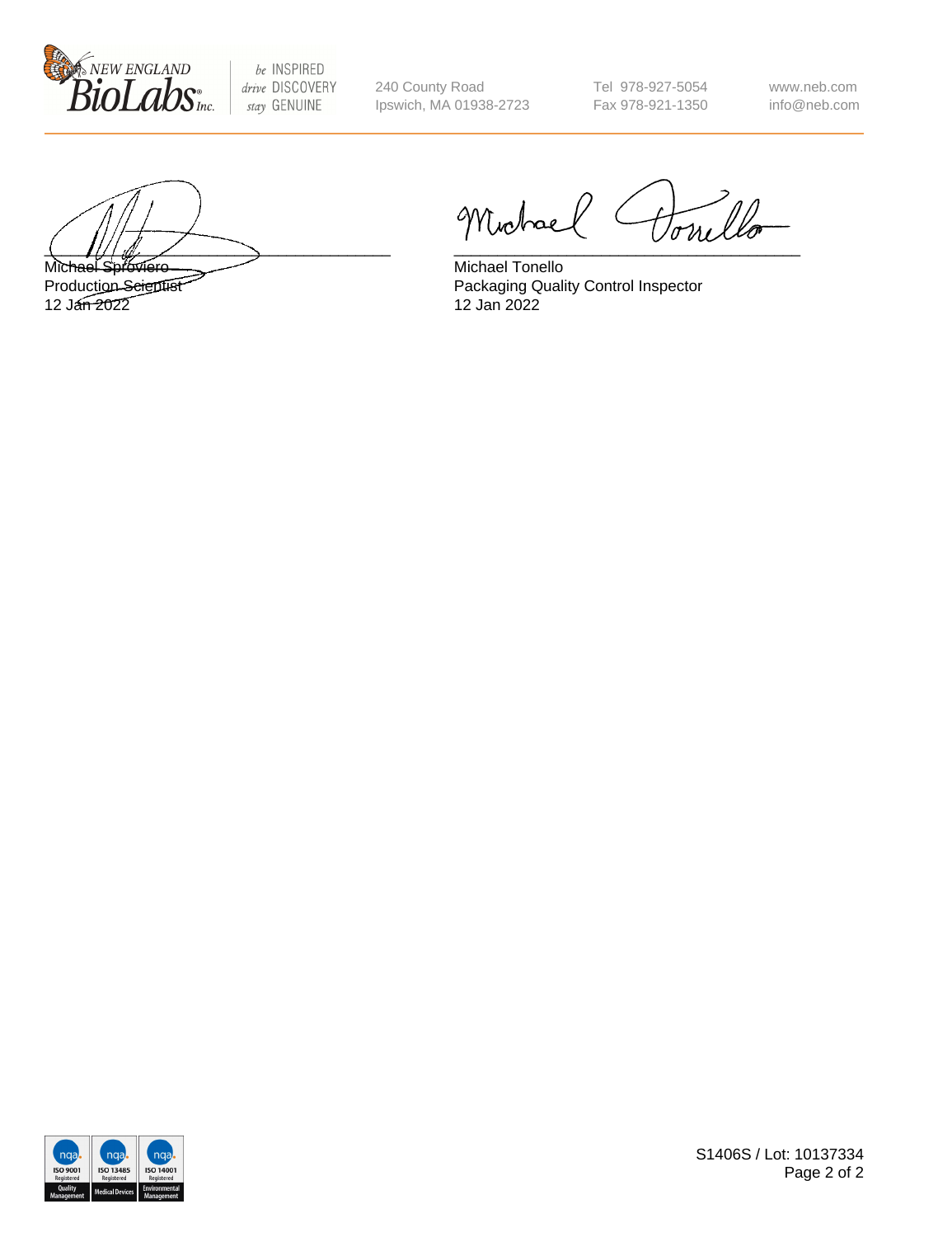Michael Sproviero
Production Scientist
12 Jan 2022

Michael Tonello
Packaging Quality Control Inspector
12 Jan 2022

S1406S / Lot: 10137334